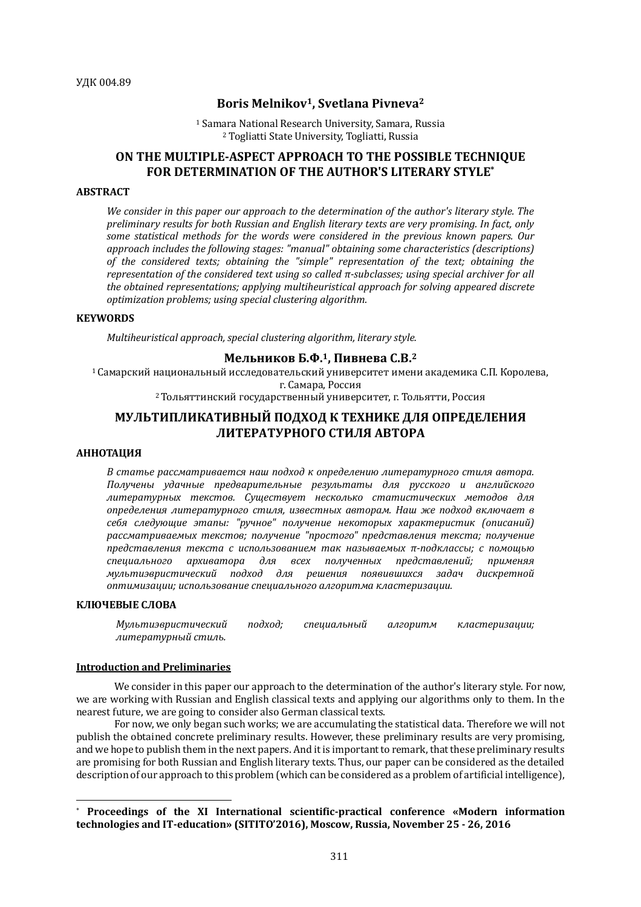УДК 004.89

**Boris Melnikov[1], Svetlana Pivneva[2]**

[1] Samara National Research University, Samara, Russia
[2] Togliatti State University, Togliatti, Russia

# ON THE MULTIPLE-ASPECT APPROACH TO THE POSSIBLE TECHNIQUE FOR DETERMINATION OF THE AUTHOR'S LITERARY STYLE[*]

**ABSTRACT**

*We consider in this paper our approach to the determination of the author's literary style. The preliminary results for both Russian and English literary texts are very promising. In fact, only some statistical methods for the words were considered in the previous known papers. Our approach includes the following stages: "manual" obtaining some characteristics (descriptions) of the considered texts; obtaining the "simple" representation of the text; obtaining the representation of the considered text using so called π-subclasses; using special archiver for all the obtained representations; applying multiheuristical approach for solving appeared discrete optimization problems; using special clustering algorithm.*

**KEYWORDS**

*Multiheuristical approach, special clustering algorithm, literary style.*

**Мельников Б.Ф.[1], Пивнева С.В.[2]**

[1] Самарский национальный исследовательский университет имени академика С.П. Королева, г. Самара, Россия
[2] Тольяттинский государственный университет, г. Тольятти, Россия

# МУЛЬТИПЛИКАТИВНЫЙ ПОДХОД К ТЕХНИКЕ ДЛЯ ОПРЕДЕЛЕНИЯ ЛИТЕРАТУРНОГО СТИЛЯ АВТОРА

**АННОТАЦИЯ**

*В статье рассматривается наш подход к определению литературного стиля автора. Получены удачные предварительные результаты для русского и английского литературных текстов. Существует несколько статистических методов для определения литературного стиля, известных авторам. Наш же подход включает в себя следующие этапы: "ручное" получение некоторых характеристик (описаний) рассматриваемых текстов; получение "простого" представления текста; получение представления текста с использованием так называемых π-подклассы; с помощью специального архиватора для всех полученных представлений; применяя мультиэвристический подход для решения появившихся задач дискретной оптимизации; использование специального алгоритма кластеризации.*

**КЛЮЧЕВЫЕ СЛОВА**

*Мультиэвристический подход; специальный алгоритм кластеризации; литературный стиль.*

## Introduction and Preliminaries

We consider in this paper our approach to the determination of the author's literary style. For now, we are working with Russian and English classical texts and applying our algorithms only to them. In the nearest future, we are going to consider also German classical texts.

For now, we only began such works; we are accumulating the statistical data. Therefore we will not publish the obtained concrete preliminary results. However, these preliminary results are very promising, and we hope to publish them in the next papers. And it is important to remark, that these preliminary results are promising for both Russian and English literary texts. Thus, our paper can be considered as the detailed description of our approach to this problem (which can be considered as a problem of artificial intelligence),

---

[*] **Proceedings of the XI International scientific-practical conference «Modern information technologies and IT-education» (SITITO'2016), Moscow, Russia, November 25 - 26, 2016**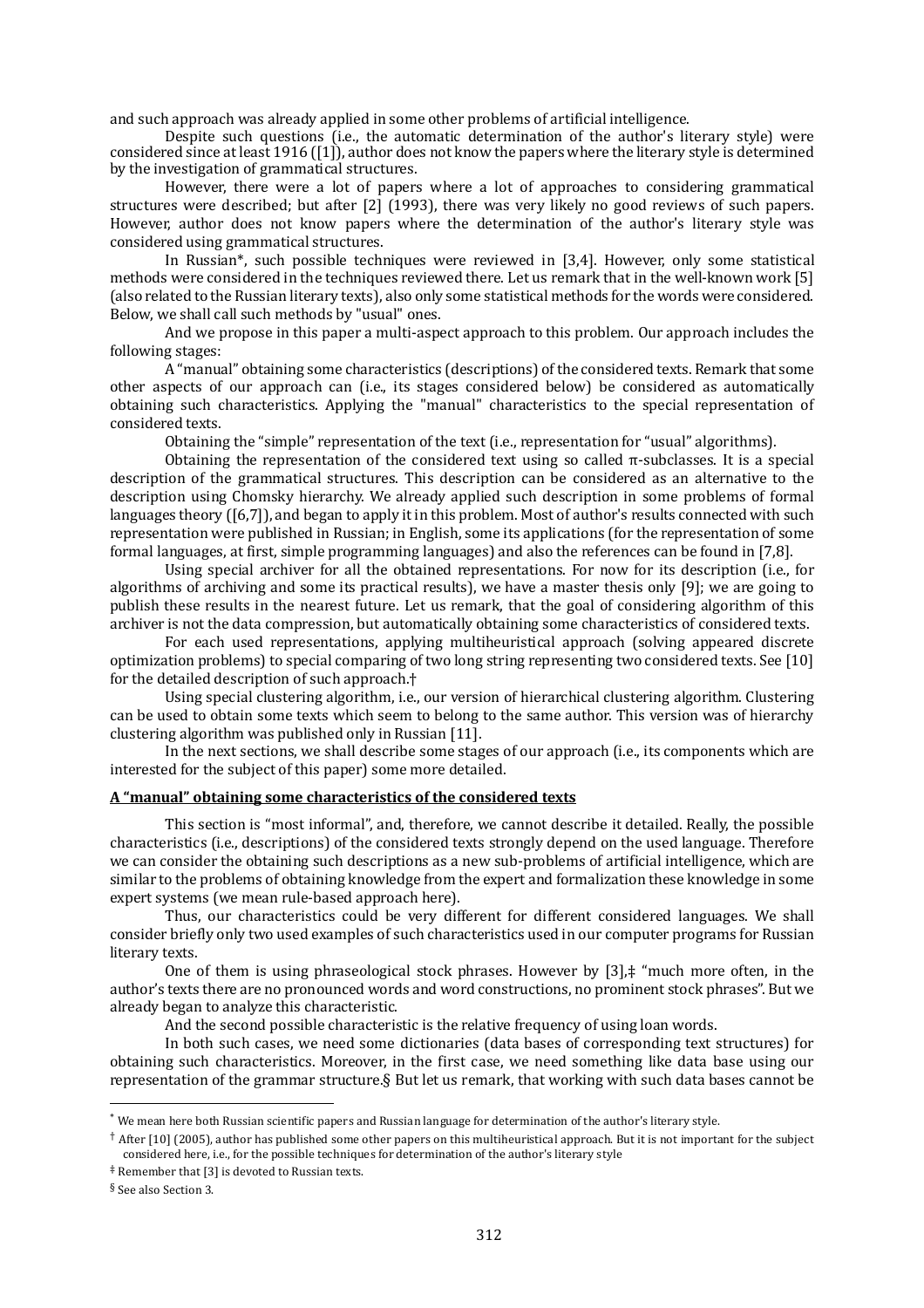and such approach was already applied in some other problems of artificial intelligence.

Despite such questions (i.e., the automatic determination of the author's literary style) were considered since at least 1916 ([1]), author does not know the papers where the literary style is determined by the investigation of grammatical structures.

However, there were a lot of papers where a lot of approaches to considering grammatical structures were described; but after [2] (1993), there was very likely no good reviews of such papers. However, author does not know papers where the determination of the author's literary style was considered using grammatical structures.

In Russian*, such possible techniques were reviewed in [3,4]. However, only some statistical methods were considered in the techniques reviewed there. Let us remark that in the well-known work [5] (also related to the Russian literary texts), also only some statistical methods for the words were considered. Below, we shall call such methods by "usual" ones.

And we propose in this paper a multi-aspect approach to this problem. Our approach includes the following stages:

A "manual" obtaining some characteristics (descriptions) of the considered texts. Remark that some other aspects of our approach can (i.e., its stages considered below) be considered as automatically obtaining such characteristics. Applying the "manual" characteristics to the special representation of considered texts.

Obtaining the "simple" representation of the text (i.e., representation for "usual" algorithms).

Obtaining the representation of the considered text using so called π-subclasses. It is a special description of the grammatical structures. This description can be considered as an alternative to the description using Chomsky hierarchy. We already applied such description in some problems of formal languages theory ([6,7]), and began to apply it in this problem. Most of author's results connected with such representation were published in Russian; in English, some its applications (for the representation of some formal languages, at first, simple programming languages) and also the references can be found in [7,8].

Using special archiver for all the obtained representations. For now for its description (i.e., for algorithms of archiving and some its practical results), we have a master thesis only [9]; we are going to publish these results in the nearest future. Let us remark, that the goal of considering algorithm of this archiver is not the data compression, but automatically obtaining some characteristics of considered texts.

For each used representations, applying multiheuristical approach (solving appeared discrete optimization problems) to special comparing of two long string representing two considered texts. See [10] for the detailed description of such approach.†

Using special clustering algorithm, i.e., our version of hierarchical clustering algorithm. Clustering can be used to obtain some texts which seem to belong to the same author. This version was of hierarchy clustering algorithm was published only in Russian [11].

In the next sections, we shall describe some stages of our approach (i.e., its components which are interested for the subject of this paper) some more detailed.

## A "manual" obtaining some characteristics of the considered texts

This section is "most informal", and, therefore, we cannot describe it detailed. Really, the possible characteristics (i.e., descriptions) of the considered texts strongly depend on the used language. Therefore we can consider the obtaining such descriptions as a new sub-problems of artificial intelligence, which are similar to the problems of obtaining knowledge from the expert and formalization these knowledge in some expert systems (we mean rule-based approach here).

Thus, our characteristics could be very different for different considered languages. We shall consider briefly only two used examples of such characteristics used in our computer programs for Russian literary texts.

One of them is using phraseological stock phrases. However by [3],‡ "much more often, in the author's texts there are no pronounced words and word constructions, no prominent stock phrases". But we already began to analyze this characteristic.

And the second possible characteristic is the relative frequency of using loan words.

In both such cases, we need some dictionaries (data bases of corresponding text structures) for obtaining such characteristics. Moreover, in the first case, we need something like data base using our representation of the grammar structure.§ But let us remark, that working with such data bases cannot be

---

* We mean here both Russian scientific papers and Russian language for determination of the author's literary style.

† After [10] (2005), author has published some other papers on this multiheuristical approach. But it is not important for the subject considered here, i.e., for the possible techniques for determination of the author's literary style

‡ Remember that [3] is devoted to Russian texts.

§ See also Section 3.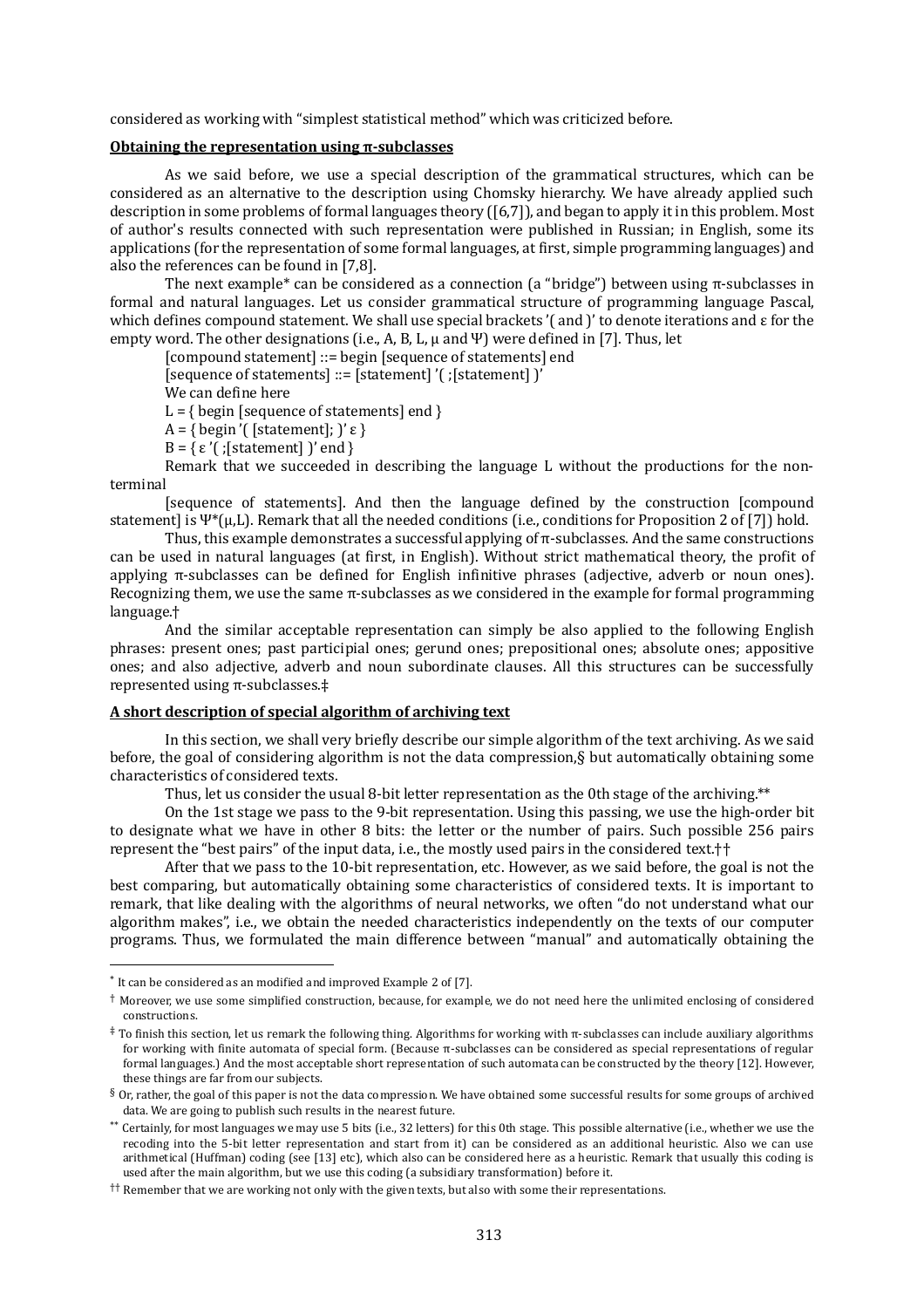considered as working with "simplest statistical method" which was criticized before.

## Obtaining the representation using π-subclasses

As we said before, we use a special description of the grammatical structures, which can be considered as an alternative to the description using Chomsky hierarchy. We have already applied such description in some problems of formal languages theory ([6,7]), and began to apply it in this problem. Most of author's results connected with such representation were published in Russian; in English, some its applications (for the representation of some formal languages, at first, simple programming languages) and also the references can be found in [7,8].

The next example* can be considered as a connection (a "bridge") between using π-subclasses in formal and natural languages. Let us consider grammatical structure of programming language Pascal, which defines compound statement. We shall use special brackets '( and )' to denote iterations and ε for the empty word. The other designations (i.e., A, B, L, μ and Ψ) were defined in [7]. Thus, let

[compound statement] ::= begin [sequence of statements] end

[sequence of statements] ::= [statement] '( ;[statement] )'

We can define here

L = { begin [sequence of statements] end }

A = { begin '( [statement]; )' ε }

B = { ε '( ;[statement] )' end }

Remark that we succeeded in describing the language L without the productions for the non-terminal

[sequence of statements]. And then the language defined by the construction [compound statement] is $\Psi^*(\mu, L)$. Remark that all the needed conditions (i.e., conditions for Proposition 2 of [7]) hold.

Thus, this example demonstrates a successful applying of π-subclasses. And the same constructions can be used in natural languages (at first, in English). Without strict mathematical theory, the profit of applying π-subclasses can be defined for English infinitive phrases (adjective, adverb or noun ones). Recognizing them, we use the same π-subclasses as we considered in the example for formal programming language.†

And the similar acceptable representation can simply be also applied to the following English phrases: present ones; past participial ones; gerund ones; prepositional ones; absolute ones; appositive ones; and also adjective, adverb and noun subordinate clauses. All this structures can be successfully represented using π-subclasses.‡

## A short description of special algorithm of archiving text

In this section, we shall very briefly describe our simple algorithm of the text archiving. As we said before, the goal of considering algorithm is not the data compression,§ but automatically obtaining some characteristics of considered texts.

Thus, let us consider the usual 8-bit letter representation as the 0th stage of the archiving.**

On the 1st stage we pass to the 9-bit representation. Using this passing, we use the high-order bit to designate what we have in other 8 bits: the letter or the number of pairs. Such possible 256 pairs represent the "best pairs" of the input data, i.e., the mostly used pairs in the considered text.††

After that we pass to the 10-bit representation, etc. However, as we said before, the goal is not the best comparing, but automatically obtaining some characteristics of considered texts. It is important to remark, that like dealing with the algorithms of neural networks, we often "do not understand what our algorithm makes", i.e., we obtain the needed characteristics independently on the texts of our computer programs. Thus, we formulated the main difference between "manual" and automatically obtaining the

---

* It can be considered as an modified and improved Example 2 of [7].

† Moreover, we use some simplified construction, because, for example, we do not need here the unlimited enclosing of considered constructions.

‡ To finish this section, let us remark the following thing. Algorithms for working with π-subclasses can include auxiliary algorithms for working with finite automata of special form. (Because π-subclasses can be considered as special representations of regular formal languages.) And the most acceptable short representation of such automata can be constructed by the theory [12]. However, these things are far from our subjects.

§ Or, rather, the goal of this paper is not the data compression. We have obtained some successful results for some groups of archived data. We are going to publish such results in the nearest future.

** Certainly, for most languages we may use 5 bits (i.e., 32 letters) for this 0th stage. This possible alternative (i.e., whether we use the recoding into the 5-bit letter representation and start from it) can be considered as an additional heuristic. Also we can use arithmetical (Huffman) coding (see [13] etc), which also can be considered here as a heuristic. Remark that usually this coding is used after the main algorithm, but we use this coding (a subsidiary transformation) before it.

†† Remember that we are working not only with the given texts, but also with some their representations.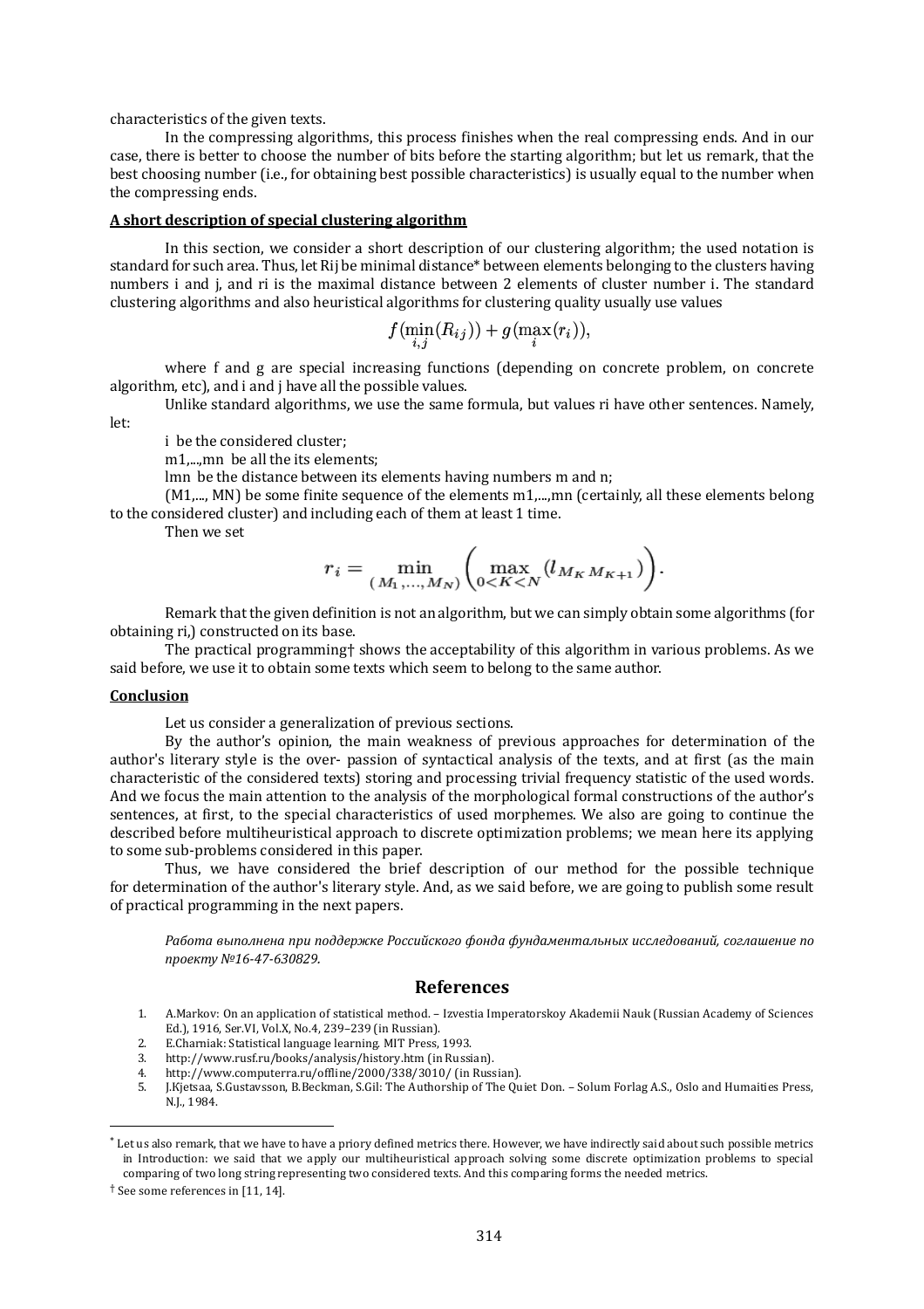characteristics of the given texts.

In the compressing algorithms, this process finishes when the real compressing ends. And in our case, there is better to choose the number of bits before the starting algorithm; but let us remark, that the best choosing number (i.e., for obtaining best possible characteristics) is usually equal to the number when the compressing ends.

**A short description of special clustering algorithm**

In this section, we consider a short description of our clustering algorithm; the used notation is standard for such area. Thus, let $R_{ij}$ be minimal distance* between elements belonging to the clusters having numbers i and j, and $r_i$ is the maximal distance between 2 elements of cluster number i. The standard clustering algorithms and also heuristical algorithms for clustering quality usually use values

$$f(\min_{i,j}(R_{ij})) + g(\max_{i}(r_i)),$$

where f and g are special increasing functions (depending on concrete problem, on concrete algorithm, etc), and i and j have all the possible values.

Unlike standard algorithms, we use the same formula, but values $r_i$ have other sentences. Namely, let:

i be the considered cluster;

$m_1,...,m_n$ be all the its elements;

$l_{mn}$ be the distance between its elements having numbers m and n;

$(M_1,..., M_N)$ be some finite sequence of the elements $m_1,...,m_n$ (certainly, all these elements belong to the considered cluster) and including each of them at least 1 time.

Then we set

$$r_i = \min_{(M_1,...,M_N)} \left( \max_{0<K<N} (l_{M_K M_{K+1}}) \right).$$

Remark that the given definition is not an algorithm, but we can simply obtain some algorithms (for obtaining $r_i$,) constructed on its base.

The practical programming† shows the acceptability of this algorithm in various problems. As we said before, we use it to obtain some texts which seem to belong to the same author.

**Conclusion**

Let us consider a generalization of previous sections.

By the author's opinion, the main weakness of previous approaches for determination of the author's literary style is the over- passion of syntactical analysis of the texts, and at first (as the main characteristic of the considered texts) storing and processing trivial frequency statistic of the used words. And we focus the main attention to the analysis of the morphological formal constructions of the author's sentences, at first, to the special characteristics of used morphemes. We also are going to continue the described before multiheuristical approach to discrete optimization problems; we mean here its applying to some sub-problems considered in this paper.

Thus, we have considered the brief description of our method for the possible technique for determination of the author's literary style. And, as we said before, we are going to publish some result of practical programming in the next papers.

*Работа выполнена при поддержке Российского фонда фундаментальных исследований, соглашение по проекту №16-47-630829.*

## References

1. A.Markov: On an application of statistical method. – Izvestia Imperatorskoy Akademii Nauk (Russian Academy of Sciences Ed.), 1916, Ser.VI, Vol.X, No.4, 239–239 (in Russian).
2. E.Charniak: Statistical language learning. MIT Press, 1993.
3. http://www.rusf.ru/books/analysis/history.htm (in Russian).
4. http://www.computerra.ru/offline/2000/338/3010/ (in Russian).
5. J.Kjetsaa, S.Gustavsson, B.Beckman, S.Gil: The Authorship of The Quiet Don. – Solum Forlag A.S., Oslo and Humaities Press, N.J., 1984.

* Let us also remark, that we have to have a priory defined metrics there. However, we have indirectly said about such possible metrics in Introduction: we said that we apply our multiheuristical approach solving some discrete optimization problems to special comparing of two long string representing two considered texts. And this comparing forms the needed metrics.

† See some references in [11, 14].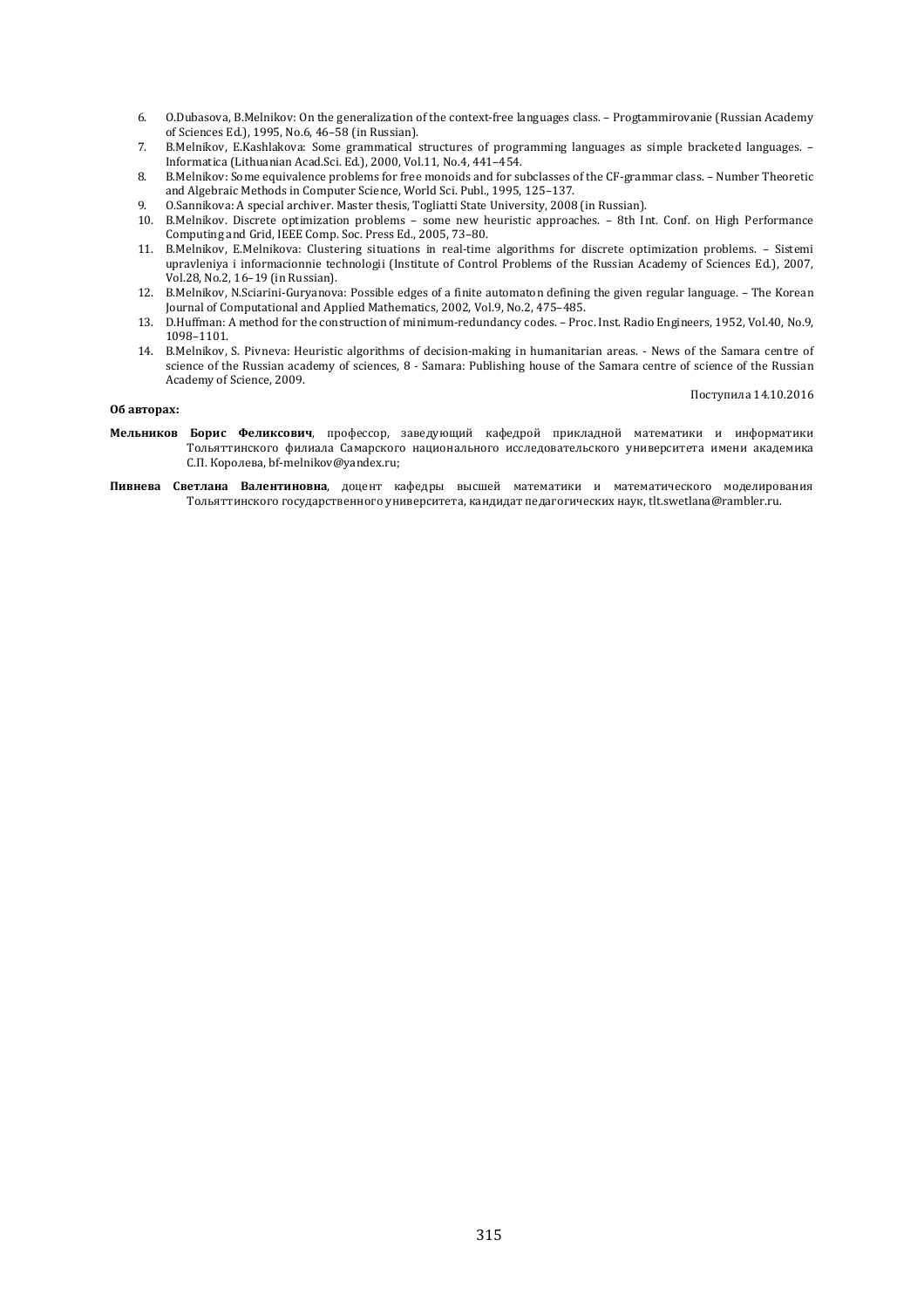6. O.Dubasova, B.Melnikov: On the generalization of the context-free languages class. – Progtammirovanie (Russian Academy of Sciences Ed.), 1995, No.6, 46–58 (in Russian).
7. B.Melnikov, E.Kashlakova: Some grammatical structures of programming languages as simple bracketed languages. – Informatica (Lithuanian Acad.Sci. Ed.), 2000, Vol.11, No.4, 441–454.
8. B.Melnikov: Some equivalence problems for free monoids and for subclasses of the CF-grammar class. – Number Theoretic and Algebraic Methods in Computer Science, World Sci. Publ., 1995, 125–137.
9. O.Sannikova: A special archiver. Master thesis, Togliatti State University, 2008 (in Russian).
10. B.Melnikov. Discrete optimization problems – some new heuristic approaches. – 8th Int. Conf. on High Performance Computing and Grid, IEEE Comp. Soc. Press Ed., 2005, 73–80.
11. B.Melnikov, E.Melnikova: Clustering situations in real-time algorithms for discrete optimization problems. – Sistemi upravleniya i informacionnie technologii (Institute of Control Problems of the Russian Academy of Sciences Ed.), 2007, Vol.28, No.2, 16–19 (in Russian).
12. B.Melnikov, N.Sciarini-Guryanova: Possible edges of a finite automaton defining the given regular language. – The Korean Journal of Computational and Applied Mathematics, 2002, Vol.9, No.2, 475–485.
13. D.Huffman: A method for the construction of minimum-redundancy codes. – Proc. Inst. Radio Engineers, 1952, Vol.40, No.9, 1098–1101.
14. B.Melnikov, S. Pivneva: Heuristic algorithms of decision-making in humanitarian areas. - News of the Samara centre of science of the Russian academy of sciences, 8 - Samara: Publishing house of the Samara centre of science of the Russian Academy of Science, 2009.

Поступила 14.10.2016

**Об авторах:**

**Мельников Борис Феликсович**, профессор, заведующий кафедрой прикладной математики и информатики Тольяттинского филиала Самарского национального исследовательского университета имени академика С.П. Королева, bf-melnikov@yandex.ru;

**Пивнева Светлана Валентиновна**, доцент кафедры высшей математики и математического моделирования Тольяттинского государственного университета, кандидат педагогических наук, tlt.swetlana@rambler.ru.